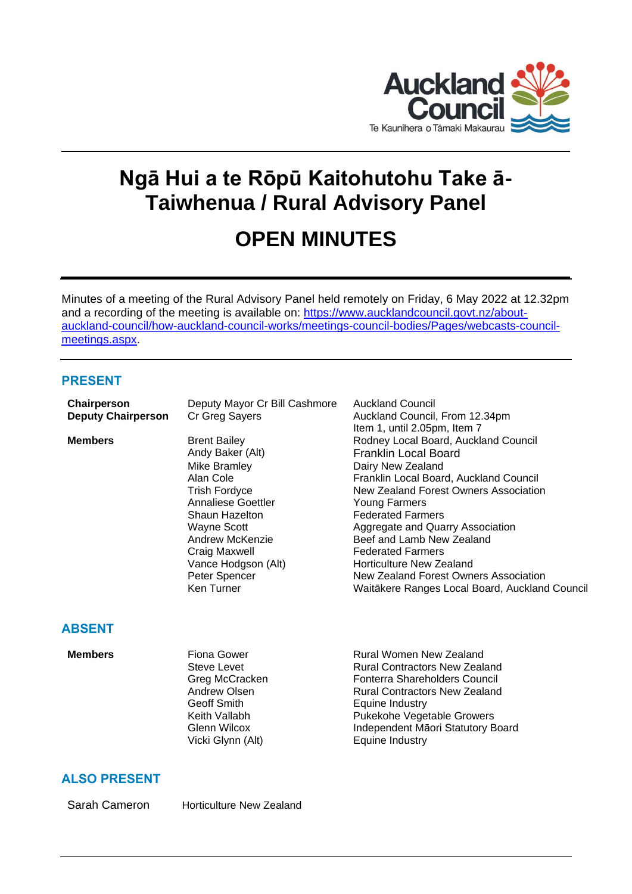# Ngā Hui a te Rōpū Kaitohutohu Take ā-Taiwhenua / Rural Advisory Panel

# OPEN MINUTES

Minutes of a meeting of the Rural Advisory Panel held remotely on Friday, 6 May 2022 at 12.32pm and a recording of the meeting is available on: https://www.aucklandcouncil.govt.nz/about-auckland-council/how-auckland-council-works/meetings-council-bodies/Pages/webcasts-council-meetings.aspx.

## PRESENT

| | | |
|---|---|---|
| **Chairperson** | Deputy Mayor Cr Bill Cashmore | Auckland Council |
| **Deputy Chairperson** | Cr Greg Sayers | Auckland Council, From 12.34pm Item 1, until 2.05pm, Item 7 |
| **Members** | Brent Bailey | Rodney Local Board, Auckland Council |
| | Andy Baker (Alt) | Franklin Local Board |
| | Mike Bramley | Dairy New Zealand |
| | Alan Cole | Franklin Local Board, Auckland Council |
| | Trish Fordyce | New Zealand Forest Owners Association |
| | Annaliese Goettler | Young Farmers |
| | Shaun Hazelton | Federated Farmers |
| | Wayne Scott | Aggregate and Quarry Association |
| | Andrew McKenzie | Beef and Lamb New Zealand |
| | Craig Maxwell | Federated Farmers |
| | Vance Hodgson (Alt) | Horticulture New Zealand |
| | Peter Spencer | New Zealand Forest Owners Association |
| | Ken Turner | Waitākere Ranges Local Board, Auckland Council |

## ABSENT

| | | |
|---|---|---|
| **Members** | Fiona Gower | Rural Women New Zealand |
| | Steve Levet | Rural Contractors New Zealand |
| | Greg McCracken | Fonterra Shareholders Council |
| | Andrew Olsen | Rural Contractors New Zealand |
| | Geoff Smith | Equine Industry |
| | Keith Vallabh | Pukekohe Vegetable Growers |
| | Glenn Wilcox | Independent Māori Statutory Board |
| | Vicki Glynn (Alt) | Equine Industry |

## ALSO PRESENT

| | |
|---|---|
| Sarah Cameron | Horticulture New Zealand |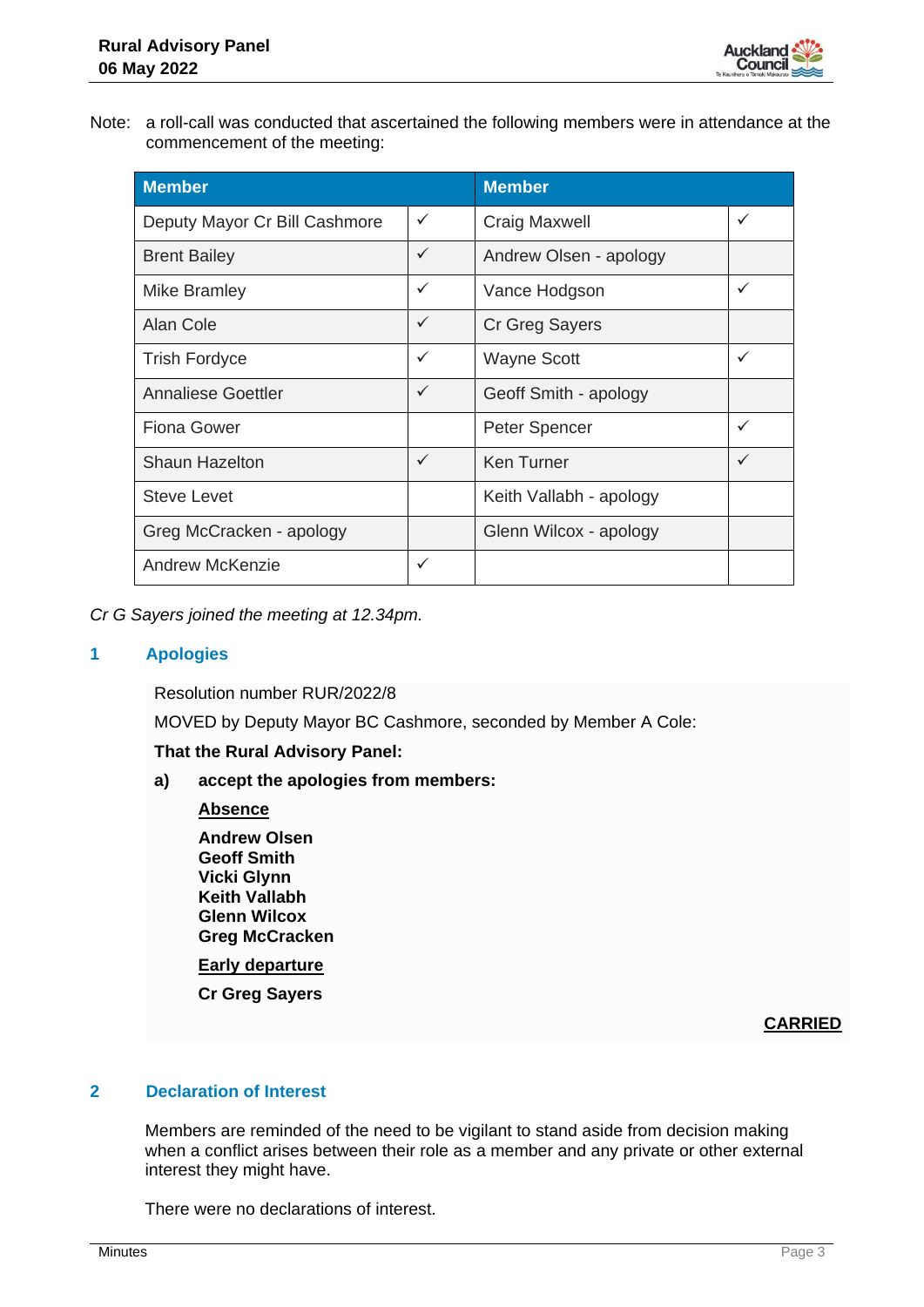Note: a roll-call was conducted that ascertained the following members were in attendance at the commencement of the meeting:

| Member | | Member | |
|---|---|---|---|
| Deputy Mayor Cr Bill Cashmore | ✓ | Craig Maxwell | ✓ |
| Brent Bailey | ✓ | Andrew Olsen - apology | |
| Mike Bramley | ✓ | Vance Hodgson | ✓ |
| Alan Cole | ✓ | Cr Greg Sayers | |
| Trish Fordyce | ✓ | Wayne Scott | ✓ |
| Annaliese Goettler | ✓ | Geoff Smith - apology | |
| Fiona Gower | | Peter Spencer | ✓ |
| Shaun Hazelton | ✓ | Ken Turner | ✓ |
| Steve Levet | | Keith Vallabh - apology | |
| Greg McCracken - apology | | Glenn Wilcox - apology | |
| Andrew McKenzie | ✓ | | |

*Cr G Sayers joined the meeting at 12.34pm.*

## 1 Apologies

Resolution number RUR/2022/8

MOVED by Deputy Mayor BC Cashmore, seconded by Member A Cole:

**That the Rural Advisory Panel:**

**a) accept the apologies from members:**

**Absence**

**Andrew Olsen**
**Geoff Smith**
**Vicki Glynn**
**Keith Vallabh**
**Glenn Wilcox**
**Greg McCracken**

**Early departure**

**Cr Greg Sayers**

**CARRIED**

## 2 Declaration of Interest

Members are reminded of the need to be vigilant to stand aside from decision making when a conflict arises between their role as a member and any private or other external interest they might have.

There were no declarations of interest.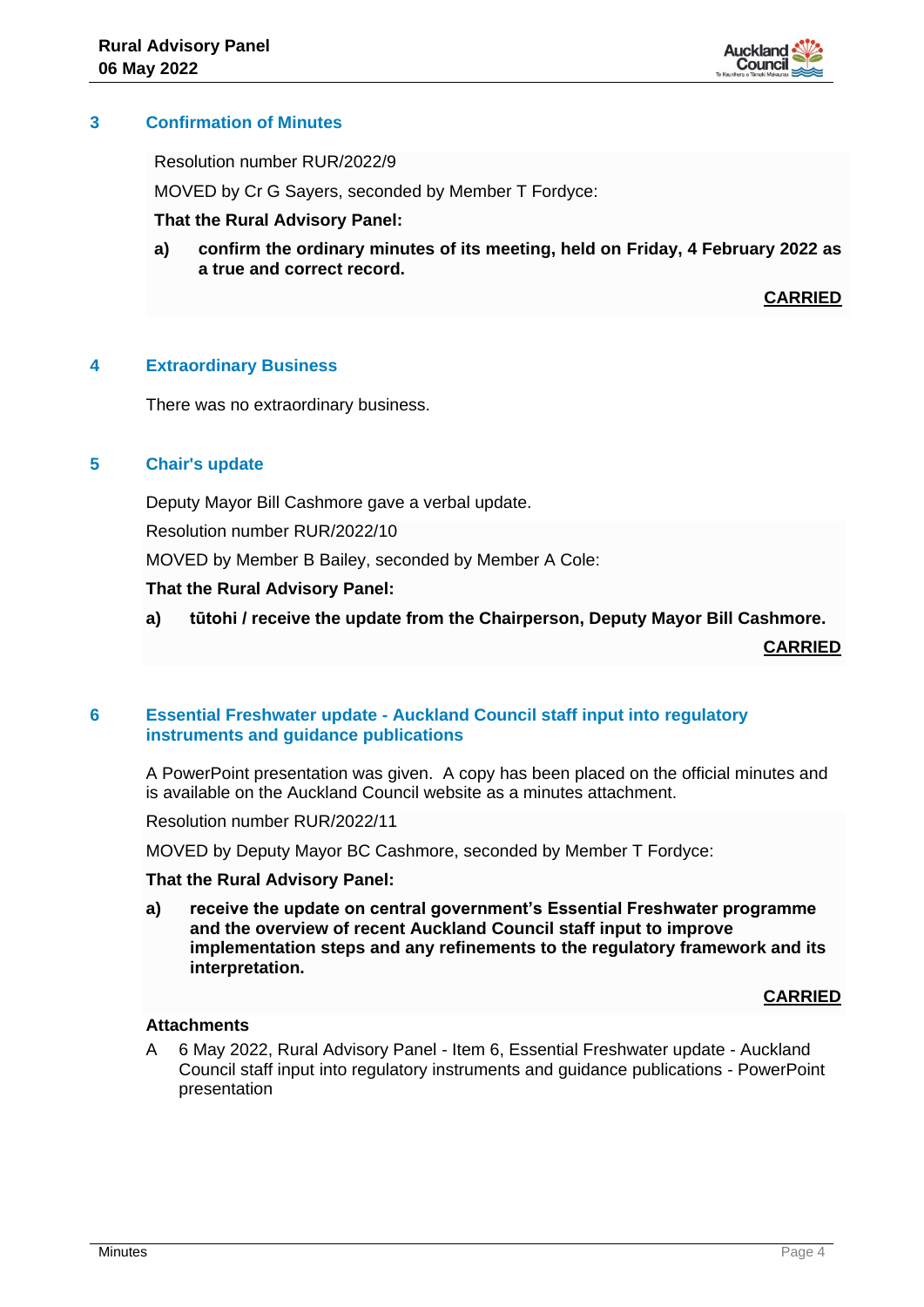## 3 Confirmation of Minutes

Resolution number RUR/2022/9

MOVED by Cr G Sayers, seconded by Member T Fordyce:

**That the Rural Advisory Panel:**

**a) confirm the ordinary minutes of its meeting, held on Friday, 4 February 2022 as a true and correct record.**

**CARRIED**

## 4 Extraordinary Business

There was no extraordinary business.

## 5 Chair's update

Deputy Mayor Bill Cashmore gave a verbal update.

Resolution number RUR/2022/10

MOVED by Member B Bailey, seconded by Member A Cole:

**That the Rural Advisory Panel:**

**a) tūtohi / receive the update from the Chairperson, Deputy Mayor Bill Cashmore.**

**CARRIED**

## 6 Essential Freshwater update - Auckland Council staff input into regulatory instruments and guidance publications

A PowerPoint presentation was given. A copy has been placed on the official minutes and is available on the Auckland Council website as a minutes attachment.

Resolution number RUR/2022/11

MOVED by Deputy Mayor BC Cashmore, seconded by Member T Fordyce:

**That the Rural Advisory Panel:**

**a) receive the update on central government's Essential Freshwater programme and the overview of recent Auckland Council staff input to improve implementation steps and any refinements to the regulatory framework and its interpretation.**

**CARRIED**

**Attachments**

A 6 May 2022, Rural Advisory Panel - Item 6, Essential Freshwater update - Auckland Council staff input into regulatory instruments and guidance publications - PowerPoint presentation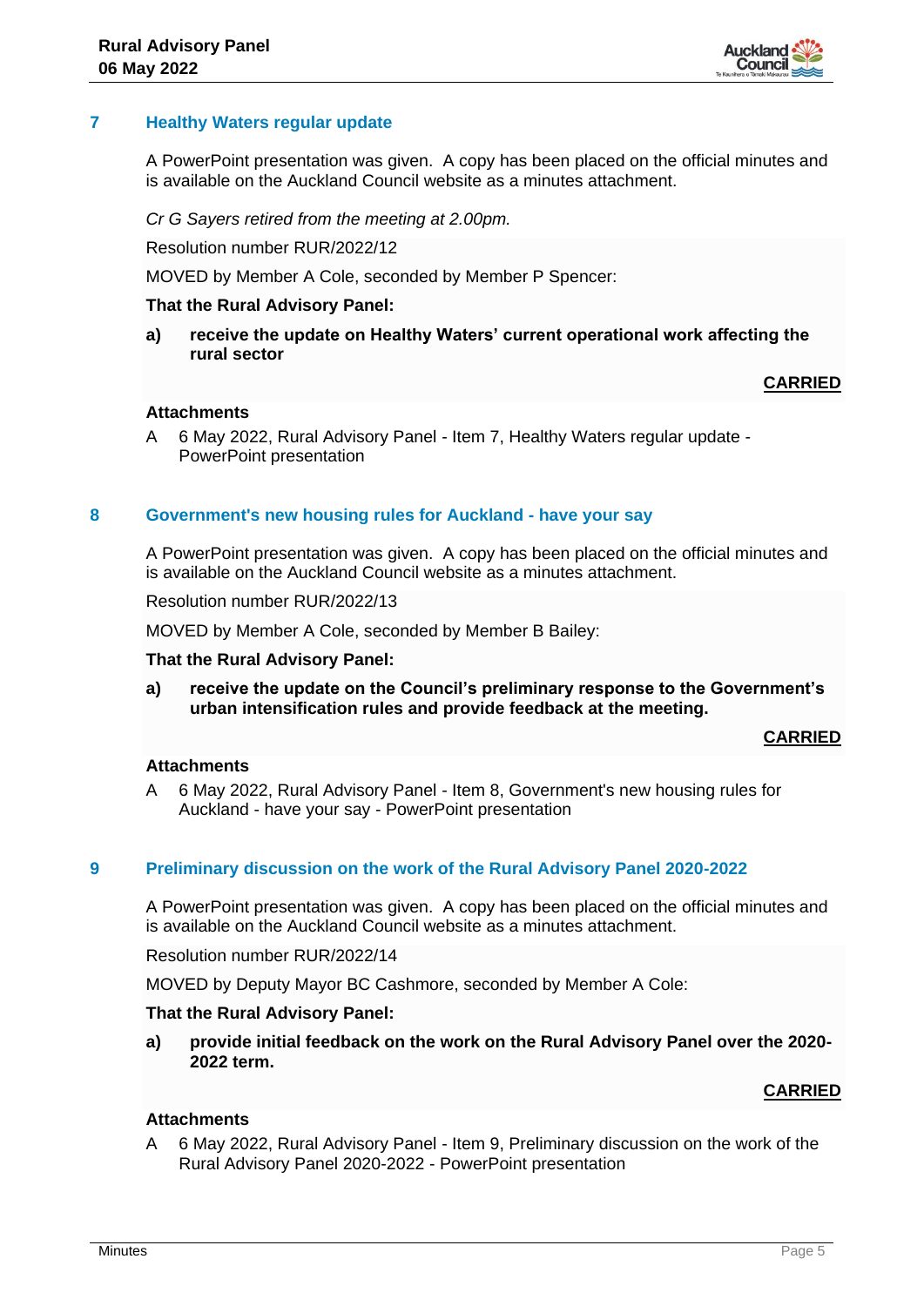## 7 Healthy Waters regular update

A PowerPoint presentation was given. A copy has been placed on the official minutes and is available on the Auckland Council website as a minutes attachment.

*Cr G Sayers retired from the meeting at 2.00pm.*

Resolution number RUR/2022/12

MOVED by Member A Cole, seconded by Member P Spencer:

**That the Rural Advisory Panel:**

**a) receive the update on Healthy Waters' current operational work affecting the rural sector**

**CARRIED**

**Attachments**

A 6 May 2022, Rural Advisory Panel - Item 7, Healthy Waters regular update - PowerPoint presentation

## 8 Government's new housing rules for Auckland - have your say

A PowerPoint presentation was given. A copy has been placed on the official minutes and is available on the Auckland Council website as a minutes attachment.

Resolution number RUR/2022/13

MOVED by Member A Cole, seconded by Member B Bailey:

**That the Rural Advisory Panel:**

**a) receive the update on the Council's preliminary response to the Government's urban intensification rules and provide feedback at the meeting.**

**CARRIED**

**Attachments**

A 6 May 2022, Rural Advisory Panel - Item 8, Government's new housing rules for Auckland - have your say - PowerPoint presentation

## 9 Preliminary discussion on the work of the Rural Advisory Panel 2020-2022

A PowerPoint presentation was given. A copy has been placed on the official minutes and is available on the Auckland Council website as a minutes attachment.

Resolution number RUR/2022/14

MOVED by Deputy Mayor BC Cashmore, seconded by Member A Cole:

**That the Rural Advisory Panel:**

**a) provide initial feedback on the work on the Rural Advisory Panel over the 2020-2022 term.**

**CARRIED**

**Attachments**

A 6 May 2022, Rural Advisory Panel - Item 9, Preliminary discussion on the work of the Rural Advisory Panel 2020-2022 - PowerPoint presentation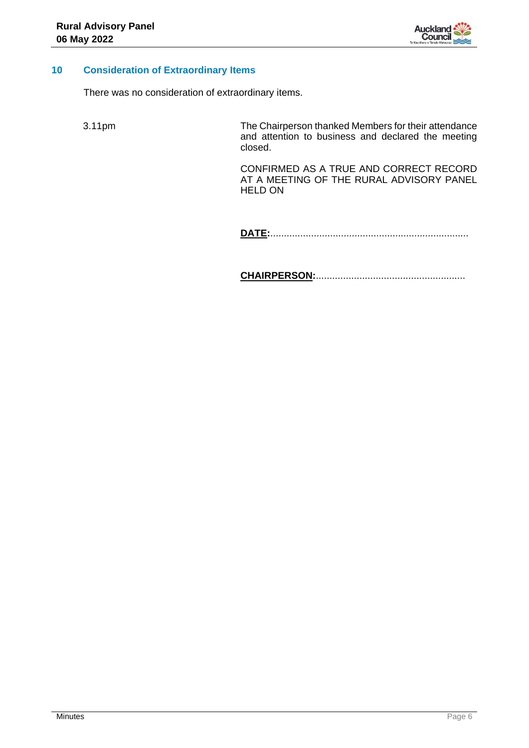## 10 Consideration of Extraordinary Items

There was no consideration of extraordinary items.

3.11pm

The Chairperson thanked Members for their attendance and attention to business and declared the meeting closed.

CONFIRMED AS A TRUE AND CORRECT RECORD AT A MEETING OF THE RURAL ADVISORY PANEL HELD ON

**DATE:**.........................................................................

**CHAIRPERSON:**.......................................................